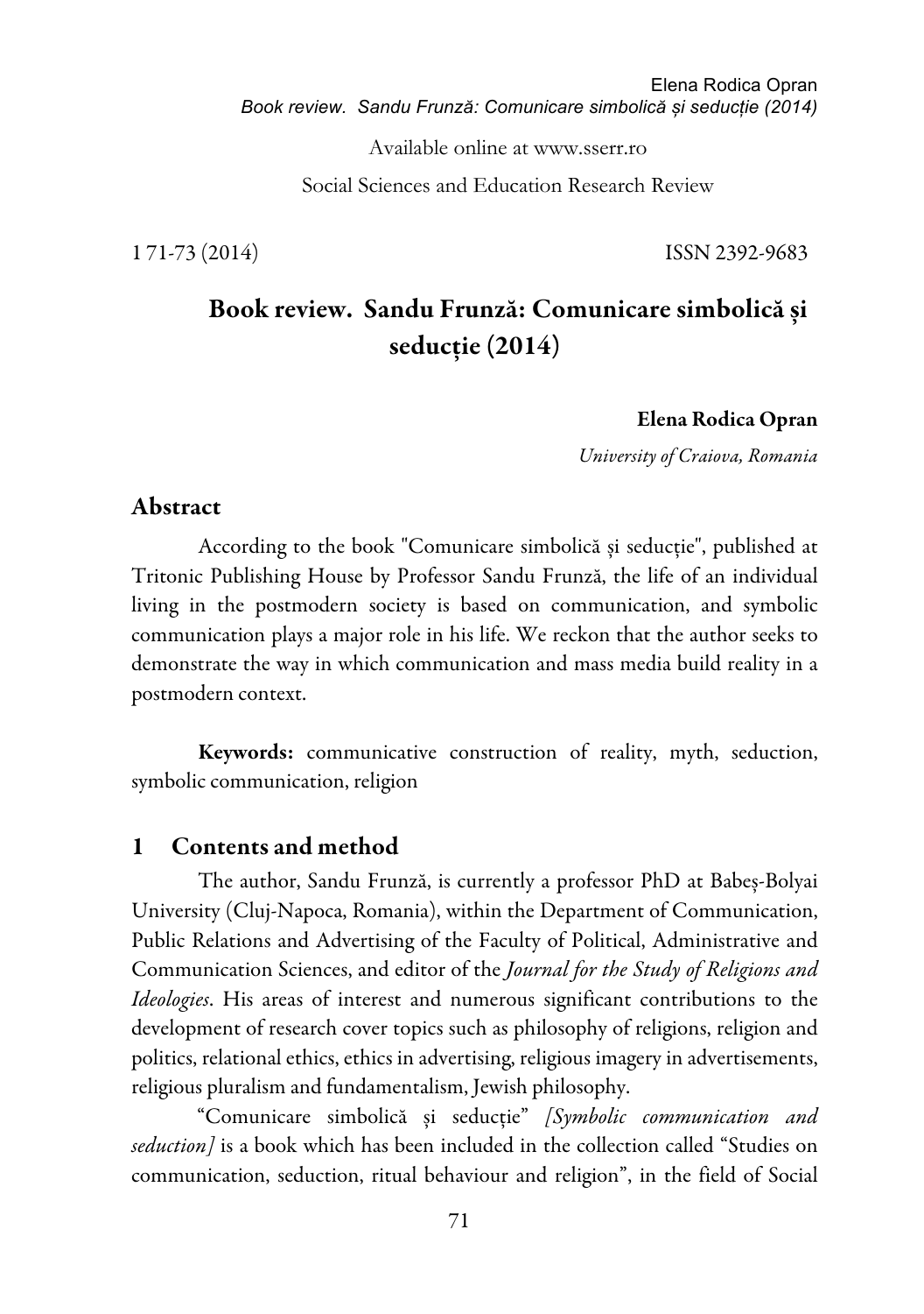Available online at www.sserr.ro

Social Sciences and Education Research Review

1 71-73 (2014) ISSN 2392-9683

# Book review. Sandu Frunză: Comunicare simbolică și seducție (2014)

**Elena Rodica Opran**

*University of Craiova, Romania*

## Abstract

According to the book "Comunicare simbolică și seducție", published at Tritonic Publishing House by Professor Sandu Frunză, the life of an individual living in the postmodern society is based on communication, and symbolic communication plays a major role in his life. We reckon that the author seeks to demonstrate the way in which communication and mass media build reality in a postmodern context.

**Keywords:** communicative construction of reality, myth, seduction, symbolic communication, religion

## 1 Contents and method

The author, Sandu Frunză, is currently a professor PhD at Babeș-Bolyai University (Cluj-Napoca, Romania), within the Department of Communication, Public Relations and Advertising of the Faculty of Political, Administrative and Communication Sciences, and editor of the *Journal for the Study of Religions and Ideologies*. His areas of interest and numerous significant contributions to the development of research cover topics such as philosophy of religions, religion and politics, relational ethics, ethics in advertising, religious imagery in advertisements, religious pluralism and fundamentalism, Jewish philosophy.

"Comunicare simbolică și seducție" *[Symbolic communication and seduction]* is a book which has been included in the collection called "Studies on communication, seduction, ritual behaviour and religion", in the field of Social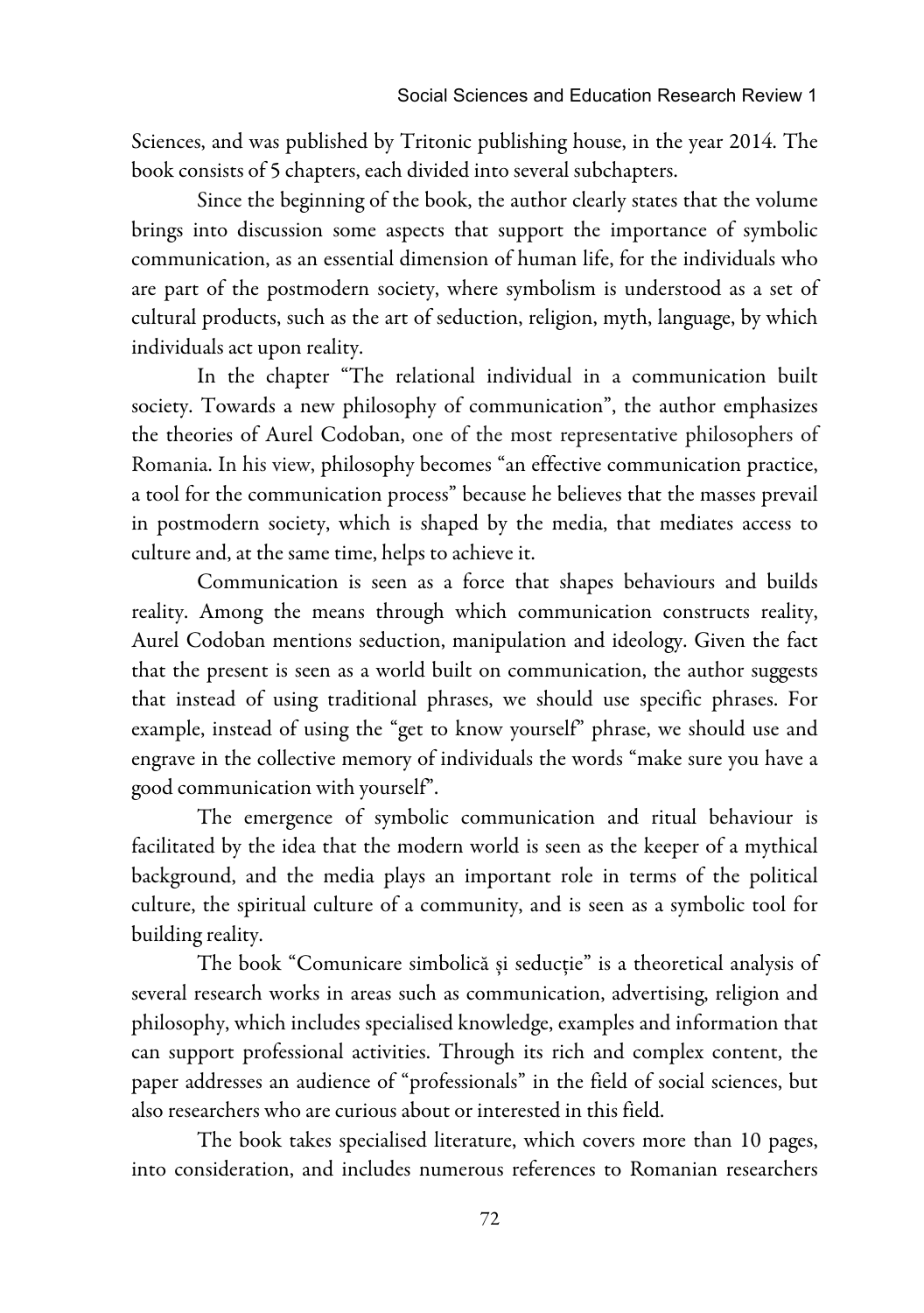Sciences, and was published by Tritonic publishing house, in the year 2014. The book consists of 5 chapters, each divided into several subchapters.

Since the beginning of the book, the author clearly states that the volume brings into discussion some aspects that support the importance of symbolic communication, as an essential dimension of human life, for the individuals who are part of the postmodern society, where symbolism is understood as a set of cultural products, such as the art of seduction, religion, myth, language, by which individuals act upon reality.

In the chapter "The relational individual in a communication built society. Towards a new philosophy of communication", the author emphasizes the theories of Aurel Codoban, one of the most representative philosophers of Romania. In his view, philosophy becomes "an effective communication practice, a tool for the communication process" because he believes that the masses prevail in postmodern society, which is shaped by the media, that mediates access to culture and, at the same time, helps to achieve it.

Communication is seen as a force that shapes behaviours and builds reality. Among the means through which communication constructs reality, Aurel Codoban mentions seduction, manipulation and ideology. Given the fact that the present is seen as a world built on communication, the author suggests that instead of using traditional phrases, we should use specific phrases. For example, instead of using the "get to know yourself" phrase, we should use and engrave in the collective memory of individuals the words "make sure you have a good communication with yourself".

The emergence of symbolic communication and ritual behaviour is facilitated by the idea that the modern world is seen as the keeper of a mythical background, and the media plays an important role in terms of the political culture, the spiritual culture of a community, and is seen as a symbolic tool for building reality.

The book "Comunicare simbolică și seducție" is a theoretical analysis of several research works in areas such as communication, advertising, religion and philosophy, which includes specialised knowledge, examples and information that can support professional activities. Through its rich and complex content, the paper addresses an audience of "professionals" in the field of social sciences, but also researchers who are curious about or interested in this field.

The book takes specialised literature, which covers more than 10 pages, into consideration, and includes numerous references to Romanian researchers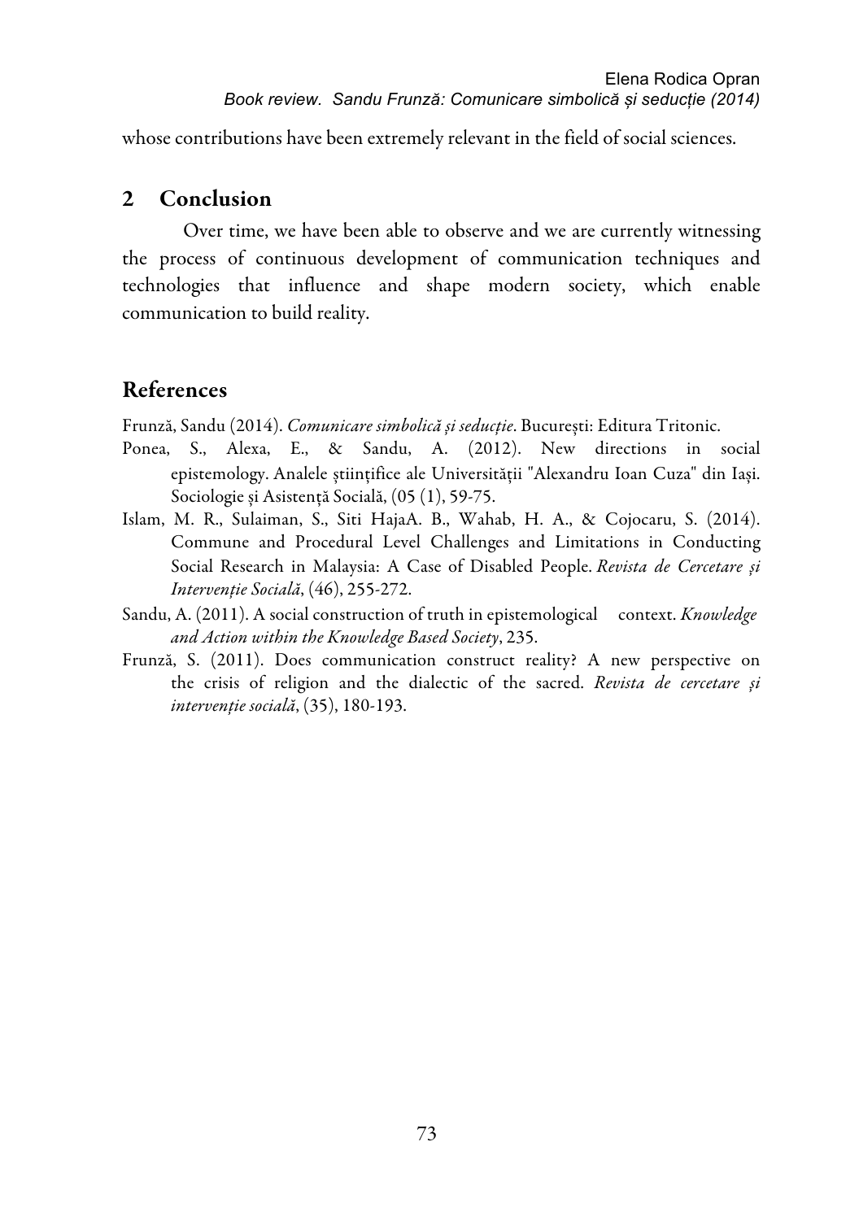whose contributions have been extremely relevant in the field of social sciences.

## 2 Conclusion

Over time, we have been able to observe and we are currently witnessing the process of continuous development of communication techniques and technologies that influence and shape modern society, which enable communication to build reality.

## References

Frunză, Sandu (2014). *Comunicare simbolică și seducție*. București: Editura Tritonic.

Ponea, S., Alexa, E., & Sandu, A. (2012). New directions in social epistemology. Analele științifice ale Universității "Alexandru Ioan Cuza" din Iași. Sociologie și Asistență Socială, (05 (1), 59-75.

Islam, M. R., Sulaiman, S., Siti HajaA. B., Wahab, H. A., & Cojocaru, S. (2014). Commune and Procedural Level Challenges and Limitations in Conducting Social Research in Malaysia: A Case of Disabled People. *Revista de Cercetare și Intervenție Socială*, (46), 255-272.

Sandu, A. (2011). A social construction of truth in epistemological context. *Knowledge and Action within the Knowledge Based Society*, 235.

Frunză, S. (2011). Does communication construct reality? A new perspective on the crisis of religion and the dialectic of the sacred. *Revista de cercetare și intervenție socială*, (35), 180-193.